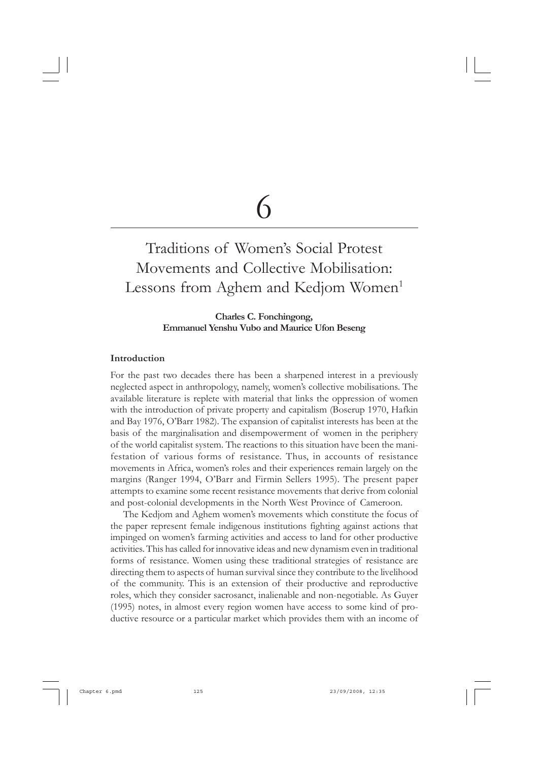# 6

# Traditions of Women's Social Protest Movements and Collective Mobilisation: Lessons from Aghem and Kedjom Women[1]

**Charles C. Fonchingong, Emmanuel Yenshu Vubo and Maurice Ufon Beseng**

## Introduction

For the past two decades there has been a sharpened interest in a previously neglected aspect in anthropology, namely, women's collective mobilisations. The available literature is replete with material that links the oppression of women with the introduction of private property and capitalism (Boserup 1970, Hafkin and Bay 1976, O'Barr 1982). The expansion of capitalist interests has been at the basis of the marginalisation and disempowerment of women in the periphery of the world capitalist system. The reactions to this situation have been the manifestation of various forms of resistance. Thus, in accounts of resistance movements in Africa, women's roles and their experiences remain largely on the margins (Ranger 1994, O'Barr and Firmin Sellers 1995). The present paper attempts to examine some recent resistance movements that derive from colonial and post-colonial developments in the North West Province of Cameroon.

The Kedjom and Aghem women's movements which constitute the focus of the paper represent female indigenous institutions fighting against actions that impinged on women's farming activities and access to land for other productive activities. This has called for innovative ideas and new dynamism even in traditional forms of resistance. Women using these traditional strategies of resistance are directing them to aspects of human survival since they contribute to the livelihood of the community. This is an extension of their productive and reproductive roles, which they consider sacrosanct, inalienable and non-negotiable. As Guyer (1995) notes, in almost every region women have access to some kind of productive resource or a particular market which provides them with an income of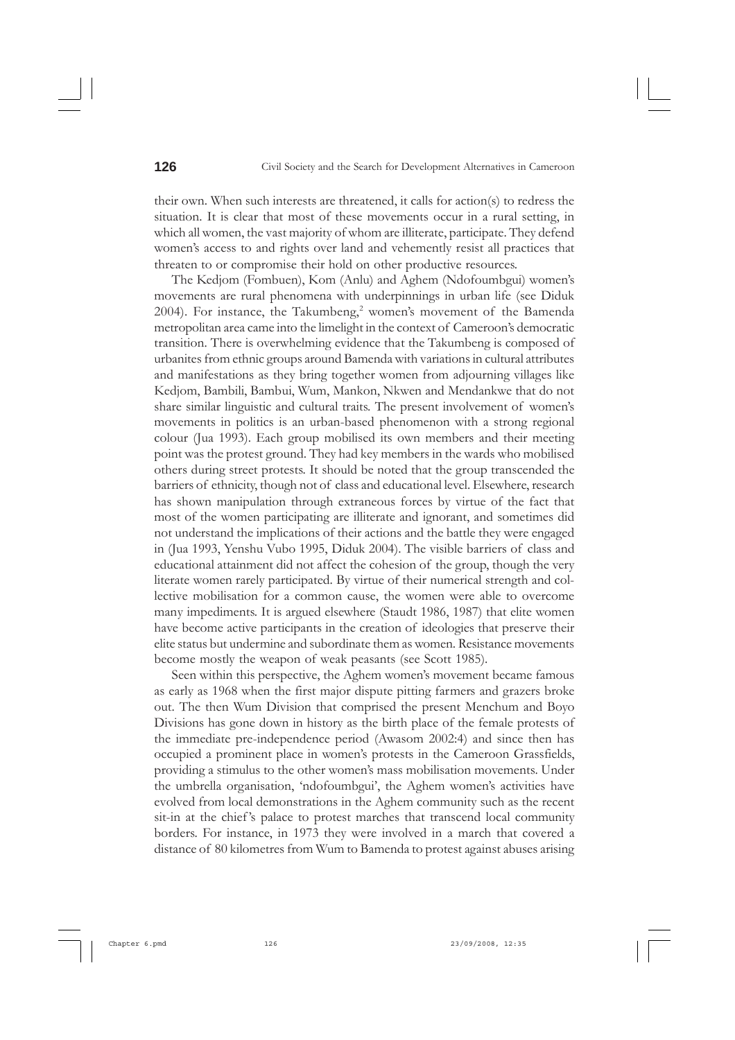their own. When such interests are threatened, it calls for action(s) to redress the situation. It is clear that most of these movements occur in a rural setting, in which all women, the vast majority of whom are illiterate, participate. They defend women's access to and rights over land and vehemently resist all practices that threaten to or compromise their hold on other productive resources.

The Kedjom (Fombuen), Kom (Anlu) and Aghem (Ndofoumbgui) women's movements are rural phenomena with underpinnings in urban life (see Diduk 2004). For instance, the Takumbeng,[2] women's movement of the Bamenda metropolitan area came into the limelight in the context of Cameroon's democratic transition. There is overwhelming evidence that the Takumbeng is composed of urbanites from ethnic groups around Bamenda with variations in cultural attributes and manifestations as they bring together women from adjourning villages like Kedjom, Bambili, Bambui, Wum, Mankon, Nkwen and Mendankwe that do not share similar linguistic and cultural traits. The present involvement of women's movements in politics is an urban-based phenomenon with a strong regional colour (Jua 1993). Each group mobilised its own members and their meeting point was the protest ground. They had key members in the wards who mobilised others during street protests. It should be noted that the group transcended the barriers of ethnicity, though not of class and educational level. Elsewhere, research has shown manipulation through extraneous forces by virtue of the fact that most of the women participating are illiterate and ignorant, and sometimes did not understand the implications of their actions and the battle they were engaged in (Jua 1993, Yenshu Vubo 1995, Diduk 2004). The visible barriers of class and educational attainment did not affect the cohesion of the group, though the very literate women rarely participated. By virtue of their numerical strength and collective mobilisation for a common cause, the women were able to overcome many impediments. It is argued elsewhere (Staudt 1986, 1987) that elite women have become active participants in the creation of ideologies that preserve their elite status but undermine and subordinate them as women. Resistance movements become mostly the weapon of weak peasants (see Scott 1985).

Seen within this perspective, the Aghem women's movement became famous as early as 1968 when the first major dispute pitting farmers and grazers broke out. The then Wum Division that comprised the present Menchum and Boyo Divisions has gone down in history as the birth place of the female protests of the immediate pre-independence period (Awasom 2002:4) and since then has occupied a prominent place in women's protests in the Cameroon Grassfields, providing a stimulus to the other women's mass mobilisation movements. Under the umbrella organisation, 'ndofoumbgui', the Aghem women's activities have evolved from local demonstrations in the Aghem community such as the recent sit-in at the chief's palace to protest marches that transcend local community borders. For instance, in 1973 they were involved in a march that covered a distance of 80 kilometres from Wum to Bamenda to protest against abuses arising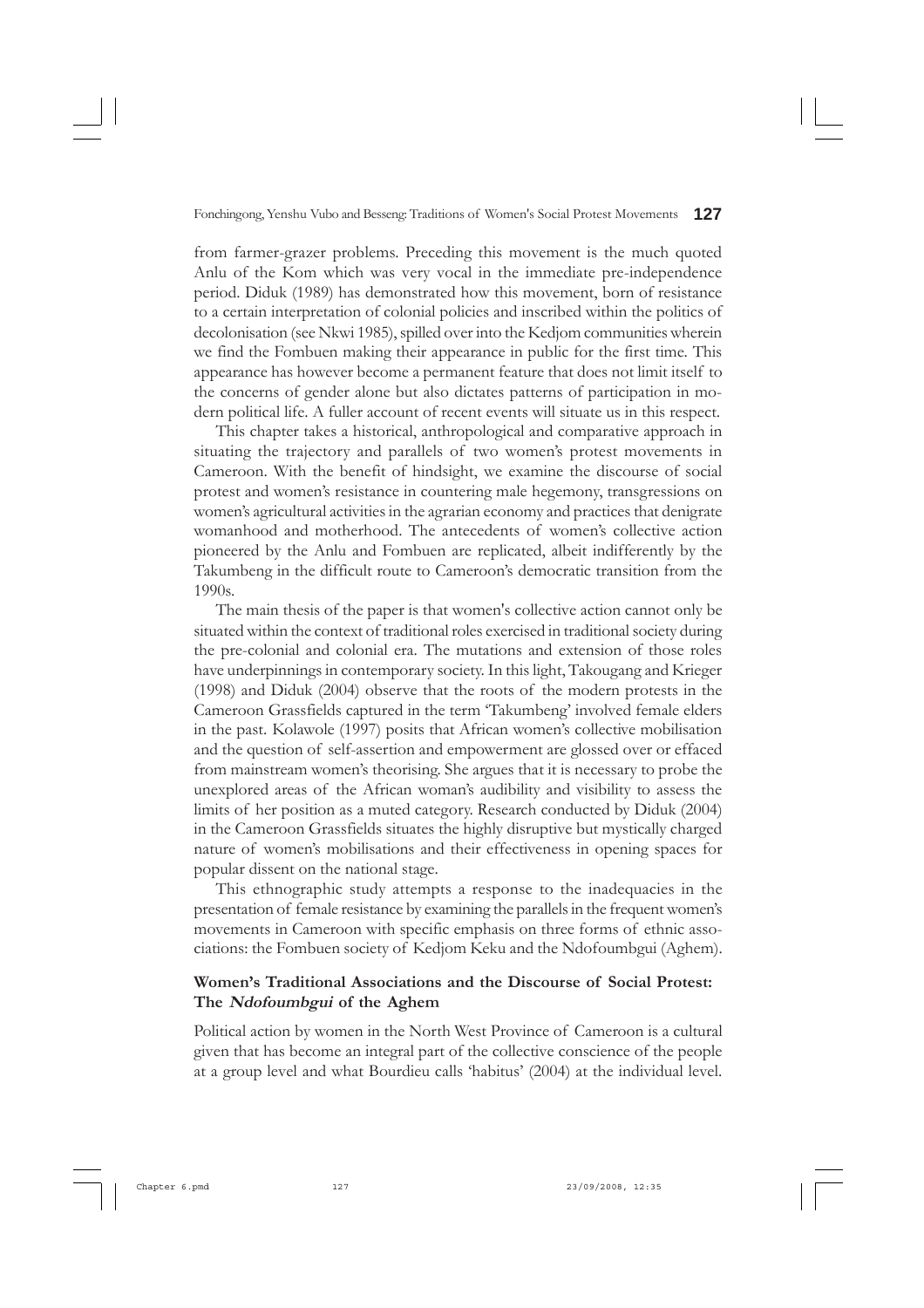from farmer-grazer problems. Preceding this movement is the much quoted Anlu of the Kom which was very vocal in the immediate pre-independence period. Diduk (1989) has demonstrated how this movement, born of resistance to a certain interpretation of colonial policies and inscribed within the politics of decolonisation (see Nkwi 1985), spilled over into the Kedjom communities wherein we find the Fombuen making their appearance in public for the first time. This appearance has however become a permanent feature that does not limit itself to the concerns of gender alone but also dictates patterns of participation in modern political life. A fuller account of recent events will situate us in this respect.

This chapter takes a historical, anthropological and comparative approach in situating the trajectory and parallels of two women's protest movements in Cameroon. With the benefit of hindsight, we examine the discourse of social protest and women's resistance in countering male hegemony, transgressions on women's agricultural activities in the agrarian economy and practices that denigrate womanhood and motherhood. The antecedents of women's collective action pioneered by the Anlu and Fombuen are replicated, albeit indifferently by the Takumbeng in the difficult route to Cameroon's democratic transition from the 1990s.

The main thesis of the paper is that women's collective action cannot only be situated within the context of traditional roles exercised in traditional society during the pre-colonial and colonial era. The mutations and extension of those roles have underpinnings in contemporary society. In this light, Takougang and Krieger (1998) and Diduk (2004) observe that the roots of the modern protests in the Cameroon Grassfields captured in the term 'Takumbeng' involved female elders in the past. Kolawole (1997) posits that African women's collective mobilisation and the question of self-assertion and empowerment are glossed over or effaced from mainstream women's theorising. She argues that it is necessary to probe the unexplored areas of the African woman's audibility and visibility to assess the limits of her position as a muted category. Research conducted by Diduk (2004) in the Cameroon Grassfields situates the highly disruptive but mystically charged nature of women's mobilisations and their effectiveness in opening spaces for popular dissent on the national stage.

This ethnographic study attempts a response to the inadequacies in the presentation of female resistance by examining the parallels in the frequent women's movements in Cameroon with specific emphasis on three forms of ethnic associations: the Fombuen society of Kedjom Keku and the Ndofoumbgui (Aghem).

### Women's Traditional Associations and the Discourse of Social Protest: The *Ndofoumbgui* of the Aghem

Political action by women in the North West Province of Cameroon is a cultural given that has become an integral part of the collective conscience of the people at a group level and what Bourdieu calls 'habitus' (2004) at the individual level.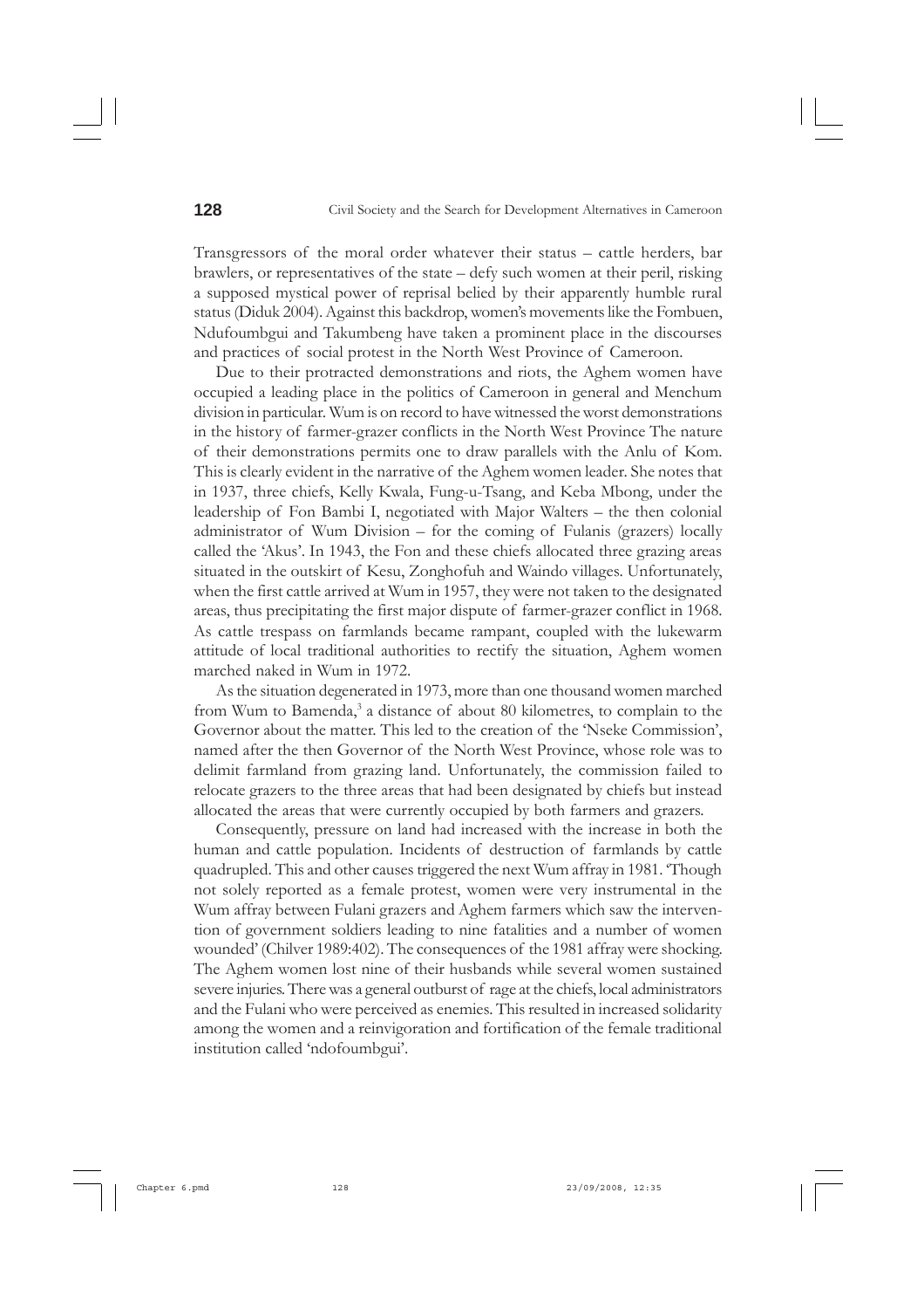Transgressors of the moral order whatever their status – cattle herders, bar brawlers, or representatives of the state – defy such women at their peril, risking a supposed mystical power of reprisal belied by their apparently humble rural status (Diduk 2004). Against this backdrop, women's movements like the Fombuen, Ndufoumbgui and Takumbeng have taken a prominent place in the discourses and practices of social protest in the North West Province of Cameroon.

Due to their protracted demonstrations and riots, the Aghem women have occupied a leading place in the politics of Cameroon in general and Menchum division in particular. Wum is on record to have witnessed the worst demonstrations in the history of farmer-grazer conflicts in the North West Province The nature of their demonstrations permits one to draw parallels with the Anlu of Kom. This is clearly evident in the narrative of the Aghem women leader. She notes that in 1937, three chiefs, Kelly Kwala, Fung-u-Tsang, and Keba Mbong, under the leadership of Fon Bambi I, negotiated with Major Walters – the then colonial administrator of Wum Division – for the coming of Fulanis (grazers) locally called the 'Akus'. In 1943, the Fon and these chiefs allocated three grazing areas situated in the outskirt of Kesu, Zonghofuh and Waindo villages. Unfortunately, when the first cattle arrived at Wum in 1957, they were not taken to the designated areas, thus precipitating the first major dispute of farmer-grazer conflict in 1968. As cattle trespass on farmlands became rampant, coupled with the lukewarm attitude of local traditional authorities to rectify the situation, Aghem women marched naked in Wum in 1972.

As the situation degenerated in 1973, more than one thousand women marched from Wum to Bamenda,[3] a distance of about 80 kilometres, to complain to the Governor about the matter. This led to the creation of the 'Nseke Commission', named after the then Governor of the North West Province, whose role was to delimit farmland from grazing land. Unfortunately, the commission failed to relocate grazers to the three areas that had been designated by chiefs but instead allocated the areas that were currently occupied by both farmers and grazers.

Consequently, pressure on land had increased with the increase in both the human and cattle population. Incidents of destruction of farmlands by cattle quadrupled. This and other causes triggered the next Wum affray in 1981. 'Though not solely reported as a female protest, women were very instrumental in the Wum affray between Fulani grazers and Aghem farmers which saw the intervention of government soldiers leading to nine fatalities and a number of women wounded' (Chilver 1989:402). The consequences of the 1981 affray were shocking. The Aghem women lost nine of their husbands while several women sustained severe injuries. There was a general outburst of rage at the chiefs, local administrators and the Fulani who were perceived as enemies. This resulted in increased solidarity among the women and a reinvigoration and fortification of the female traditional institution called 'ndofoumbgui'.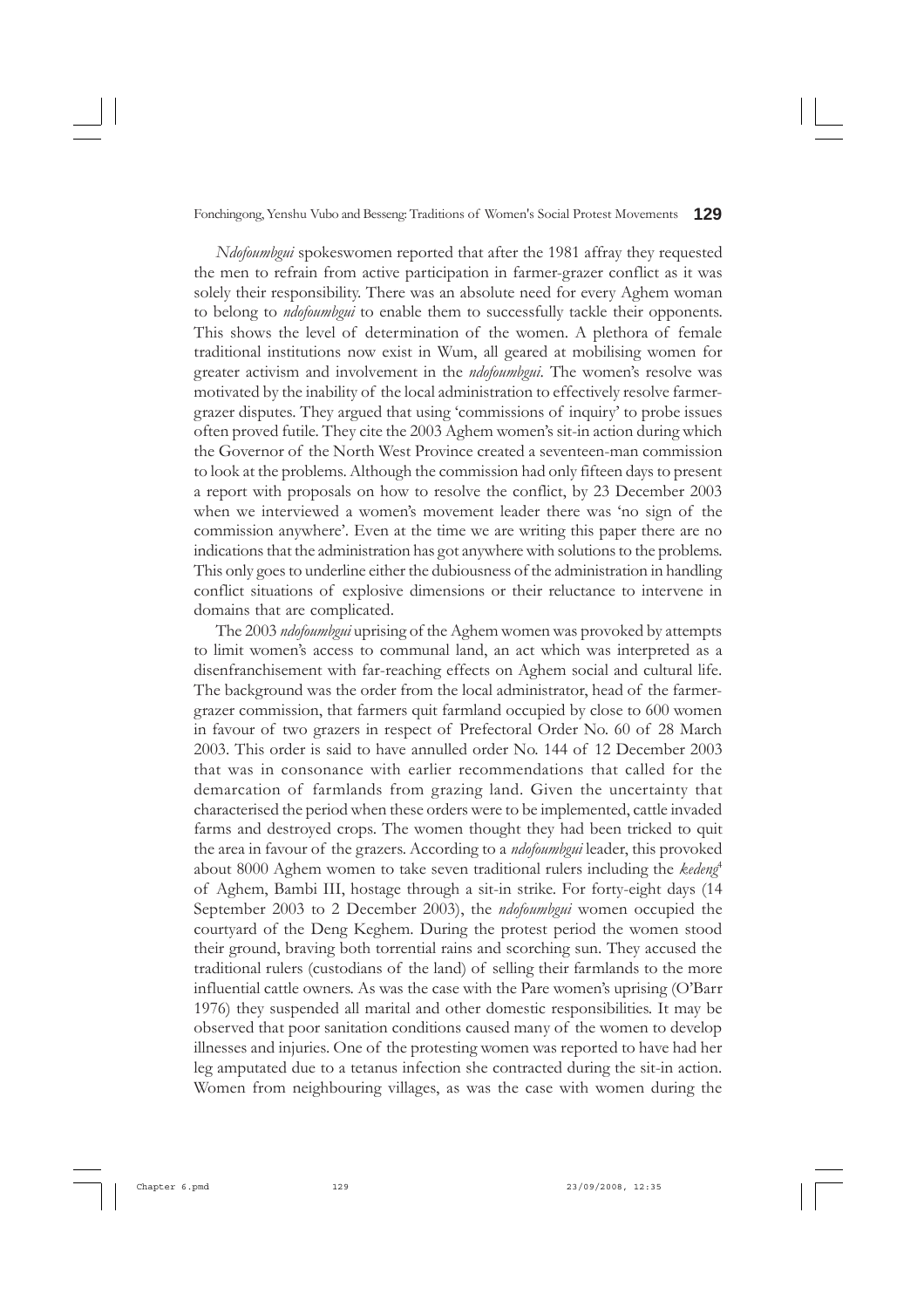*Ndofoumbgui* spokeswomen reported that after the 1981 affray they requested the men to refrain from active participation in farmer-grazer conflict as it was solely their responsibility. There was an absolute need for every Aghem woman to belong to *ndofoumbgui* to enable them to successfully tackle their opponents. This shows the level of determination of the women. A plethora of female traditional institutions now exist in Wum, all geared at mobilising women for greater activism and involvement in the *ndofoumbgui*. The women's resolve was motivated by the inability of the local administration to effectively resolve farmer-grazer disputes. They argued that using 'commissions of inquiry' to probe issues often proved futile. They cite the 2003 Aghem women's sit-in action during which the Governor of the North West Province created a seventeen-man commission to look at the problems. Although the commission had only fifteen days to present a report with proposals on how to resolve the conflict, by 23 December 2003 when we interviewed a women's movement leader there was 'no sign of the commission anywhere'. Even at the time we are writing this paper there are no indications that the administration has got anywhere with solutions to the problems. This only goes to underline either the dubiousness of the administration in handling conflict situations of explosive dimensions or their reluctance to intervene in domains that are complicated.

The 2003 *ndofoumbgui* uprising of the Aghem women was provoked by attempts to limit women's access to communal land, an act which was interpreted as a disenfranchisement with far-reaching effects on Aghem social and cultural life. The background was the order from the local administrator, head of the farmer-grazer commission, that farmers quit farmland occupied by close to 600 women in favour of two grazers in respect of Prefectoral Order No. 60 of 28 March 2003. This order is said to have annulled order No. 144 of 12 December 2003 that was in consonance with earlier recommendations that called for the demarcation of farmlands from grazing land. Given the uncertainty that characterised the period when these orders were to be implemented, cattle invaded farms and destroyed crops. The women thought they had been tricked to quit the area in favour of the grazers. According to a *ndofoumbgui* leader, this provoked about 8000 Aghem women to take seven traditional rulers including the *kedeng*[4] of Aghem, Bambi III, hostage through a sit-in strike. For forty-eight days (14 September 2003 to 2 December 2003), the *ndofoumbgui* women occupied the courtyard of the Deng Keghem. During the protest period the women stood their ground, braving both torrential rains and scorching sun. They accused the traditional rulers (custodians of the land) of selling their farmlands to the more influential cattle owners. As was the case with the Pare women's uprising (O'Barr 1976) they suspended all marital and other domestic responsibilities. It may be observed that poor sanitation conditions caused many of the women to develop illnesses and injuries. One of the protesting women was reported to have had her leg amputated due to a tetanus infection she contracted during the sit-in action. Women from neighbouring villages, as was the case with women during the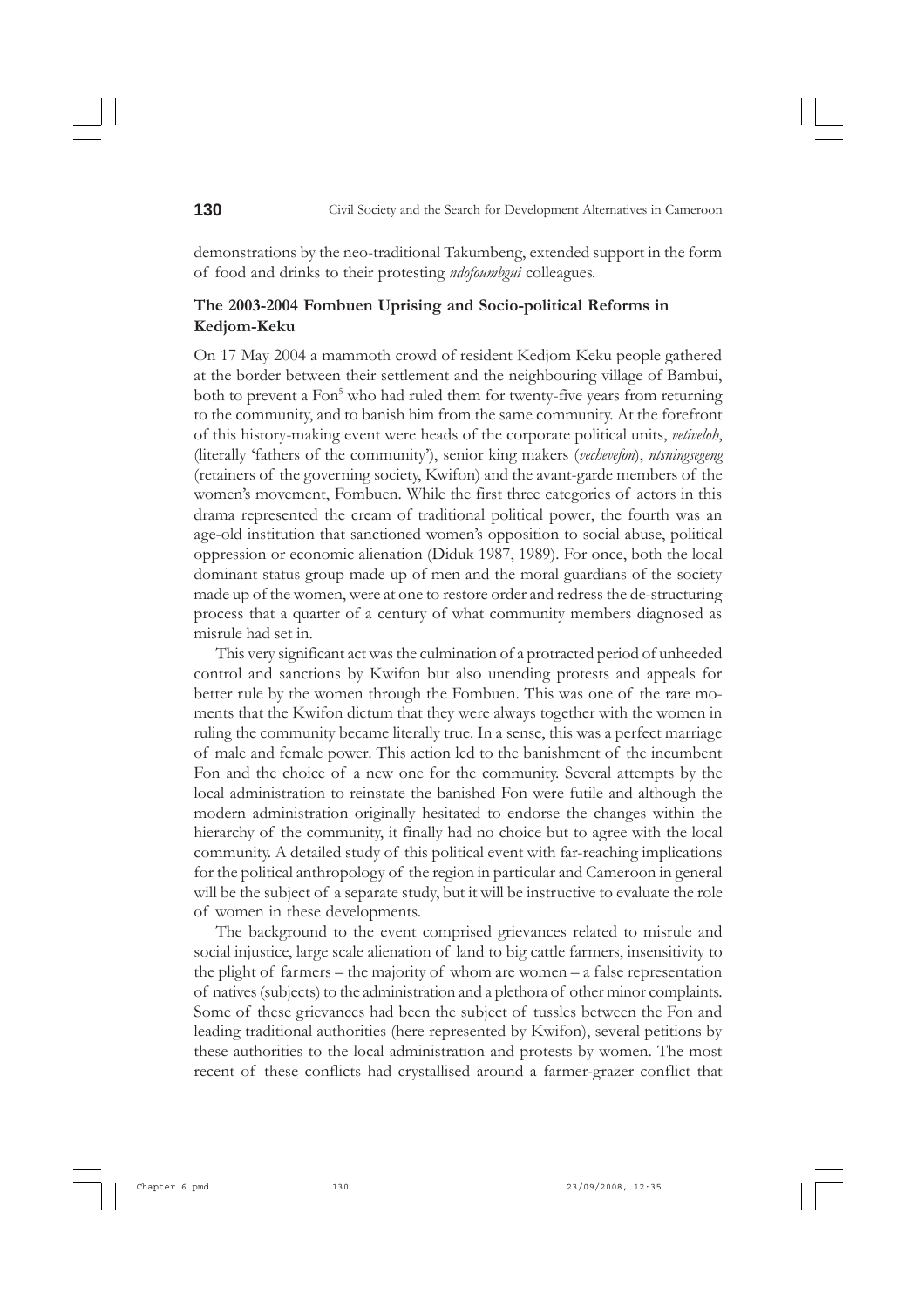demonstrations by the neo-traditional Takumbeng, extended support in the form of food and drinks to their protesting *ndofoumbgui* colleagues.

### The 2003-2004 Fombuen Uprising and Socio-political Reforms in Kedjom-Keku

On 17 May 2004 a mammoth crowd of resident Kedjom Keku people gathered at the border between their settlement and the neighbouring village of Bambui, both to prevent a Fon[5] who had ruled them for twenty-five years from returning to the community, and to banish him from the same community. At the forefront of this history-making event were heads of the corporate political units, *vetiveloh*, (literally 'fathers of the community'), senior king makers (*vechevefon*), *ntsningsegeng* (retainers of the governing society, Kwifon) and the avant-garde members of the women's movement, Fombuen. While the first three categories of actors in this drama represented the cream of traditional political power, the fourth was an age-old institution that sanctioned women's opposition to social abuse, political oppression or economic alienation (Diduk 1987, 1989). For once, both the local dominant status group made up of men and the moral guardians of the society made up of the women, were at one to restore order and redress the de-structuring process that a quarter of a century of what community members diagnosed as misrule had set in.

This very significant act was the culmination of a protracted period of unheeded control and sanctions by Kwifon but also unending protests and appeals for better rule by the women through the Fombuen. This was one of the rare moments that the Kwifon dictum that they were always together with the women in ruling the community became literally true. In a sense, this was a perfect marriage of male and female power. This action led to the banishment of the incumbent Fon and the choice of a new one for the community. Several attempts by the local administration to reinstate the banished Fon were futile and although the modern administration originally hesitated to endorse the changes within the hierarchy of the community, it finally had no choice but to agree with the local community. A detailed study of this political event with far-reaching implications for the political anthropology of the region in particular and Cameroon in general will be the subject of a separate study, but it will be instructive to evaluate the role of women in these developments.

The background to the event comprised grievances related to misrule and social injustice, large scale alienation of land to big cattle farmers, insensitivity to the plight of farmers – the majority of whom are women – a false representation of natives (subjects) to the administration and a plethora of other minor complaints. Some of these grievances had been the subject of tussles between the Fon and leading traditional authorities (here represented by Kwifon), several petitions by these authorities to the local administration and protests by women. The most recent of these conflicts had crystallised around a farmer-grazer conflict that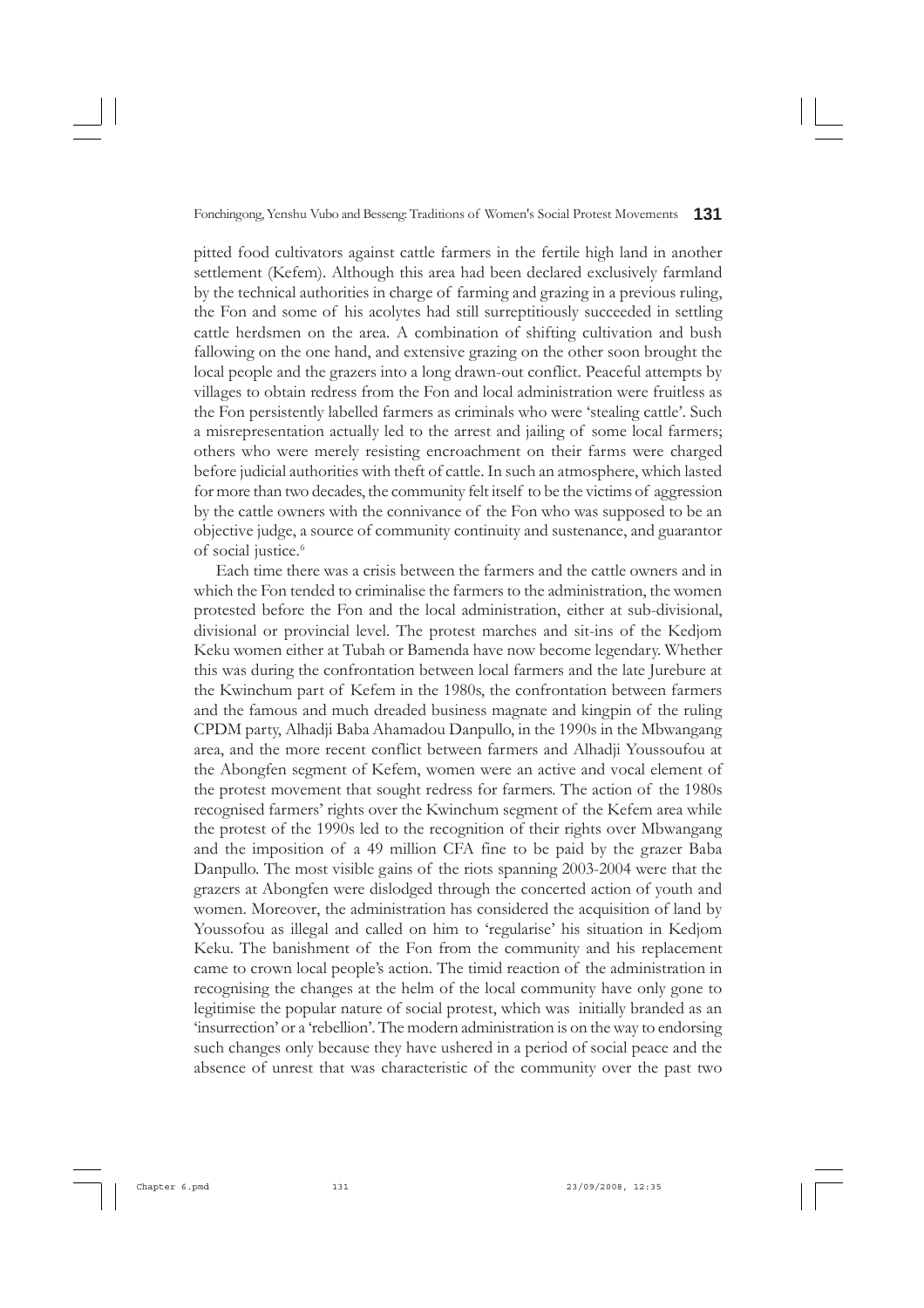pitted food cultivators against cattle farmers in the fertile high land in another settlement (Kefem). Although this area had been declared exclusively farmland by the technical authorities in charge of farming and grazing in a previous ruling, the Fon and some of his acolytes had still surreptitiously succeeded in settling cattle herdsmen on the area. A combination of shifting cultivation and bush fallowing on the one hand, and extensive grazing on the other soon brought the local people and the grazers into a long drawn-out conflict. Peaceful attempts by villages to obtain redress from the Fon and local administration were fruitless as the Fon persistently labelled farmers as criminals who were 'stealing cattle'. Such a misrepresentation actually led to the arrest and jailing of some local farmers; others who were merely resisting encroachment on their farms were charged before judicial authorities with theft of cattle. In such an atmosphere, which lasted for more than two decades, the community felt itself to be the victims of aggression by the cattle owners with the connivance of the Fon who was supposed to be an objective judge, a source of community continuity and sustenance, and guarantor of social justice.[6]

Each time there was a crisis between the farmers and the cattle owners and in which the Fon tended to criminalise the farmers to the administration, the women protested before the Fon and the local administration, either at sub-divisional, divisional or provincial level. The protest marches and sit-ins of the Kedjom Keku women either at Tubah or Bamenda have now become legendary. Whether this was during the confrontation between local farmers and the late Jurebure at the Kwinchum part of Kefem in the 1980s, the confrontation between farmers and the famous and much dreaded business magnate and kingpin of the ruling CPDM party, Alhadji Baba Ahamadou Danpullo, in the 1990s in the Mbwangang area, and the more recent conflict between farmers and Alhadji Youssoufou at the Abongfen segment of Kefem, women were an active and vocal element of the protest movement that sought redress for farmers. The action of the 1980s recognised farmers' rights over the Kwinchum segment of the Kefem area while the protest of the 1990s led to the recognition of their rights over Mbwangang and the imposition of a 49 million CFA fine to be paid by the grazer Baba Danpullo. The most visible gains of the riots spanning 2003-2004 were that the grazers at Abongfen were dislodged through the concerted action of youth and women. Moreover, the administration has considered the acquisition of land by Youssofou as illegal and called on him to 'regularise' his situation in Kedjom Keku. The banishment of the Fon from the community and his replacement came to crown local people's action. The timid reaction of the administration in recognising the changes at the helm of the local community have only gone to legitimise the popular nature of social protest, which was initially branded as an 'insurrection' or a 'rebellion'. The modern administration is on the way to endorsing such changes only because they have ushered in a period of social peace and the absence of unrest that was characteristic of the community over the past two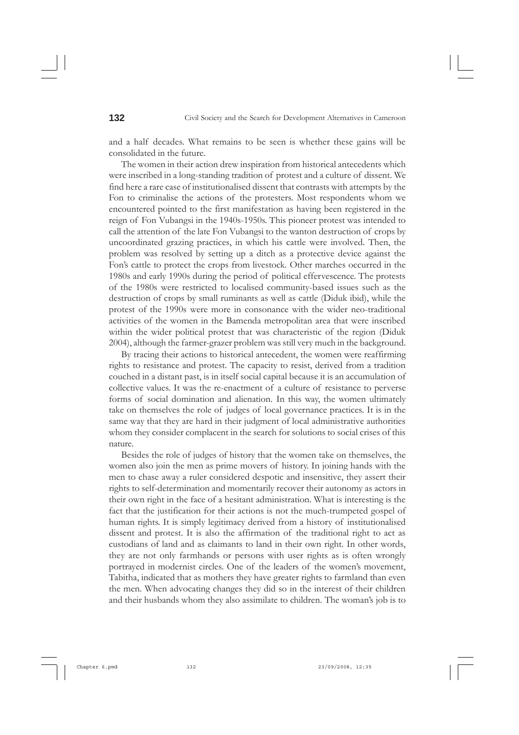and a half decades. What remains to be seen is whether these gains will be consolidated in the future.

The women in their action drew inspiration from historical antecedents which were inscribed in a long-standing tradition of protest and a culture of dissent. We find here a rare case of institutionalised dissent that contrasts with attempts by the Fon to criminalise the actions of the protesters. Most respondents whom we encountered pointed to the first manifestation as having been registered in the reign of Fon Vubangsi in the 1940s-1950s. This pioneer protest was intended to call the attention of the late Fon Vubangsi to the wanton destruction of crops by uncoordinated grazing practices, in which his cattle were involved. Then, the problem was resolved by setting up a ditch as a protective device against the Fon's cattle to protect the crops from livestock. Other marches occurred in the 1980s and early 1990s during the period of political effervescence. The protests of the 1980s were restricted to localised community-based issues such as the destruction of crops by small ruminants as well as cattle (Diduk ibid), while the protest of the 1990s were more in consonance with the wider neo-traditional activities of the women in the Bamenda metropolitan area that were inscribed within the wider political protest that was characteristic of the region (Diduk 2004), although the farmer-grazer problem was still very much in the background.

By tracing their actions to historical antecedent, the women were reaffirming rights to resistance and protest. The capacity to resist, derived from a tradition couched in a distant past, is in itself social capital because it is an accumulation of collective values. It was the re-enactment of a culture of resistance to perverse forms of social domination and alienation. In this way, the women ultimately take on themselves the role of judges of local governance practices. It is in the same way that they are hard in their judgment of local administrative authorities whom they consider complacent in the search for solutions to social crises of this nature.

Besides the role of judges of history that the women take on themselves, the women also join the men as prime movers of history. In joining hands with the men to chase away a ruler considered despotic and insensitive, they assert their rights to self-determination and momentarily recover their autonomy as actors in their own right in the face of a hesitant administration. What is interesting is the fact that the justification for their actions is not the much-trumpeted gospel of human rights. It is simply legitimacy derived from a history of institutionalised dissent and protest. It is also the affirmation of the traditional right to act as custodians of land and as claimants to land in their own right. In other words, they are not only farmhands or persons with user rights as is often wrongly portrayed in modernist circles. One of the leaders of the women's movement, Tabitha, indicated that as mothers they have greater rights to farmland than even the men. When advocating changes they did so in the interest of their children and their husbands whom they also assimilate to children. The woman's job is to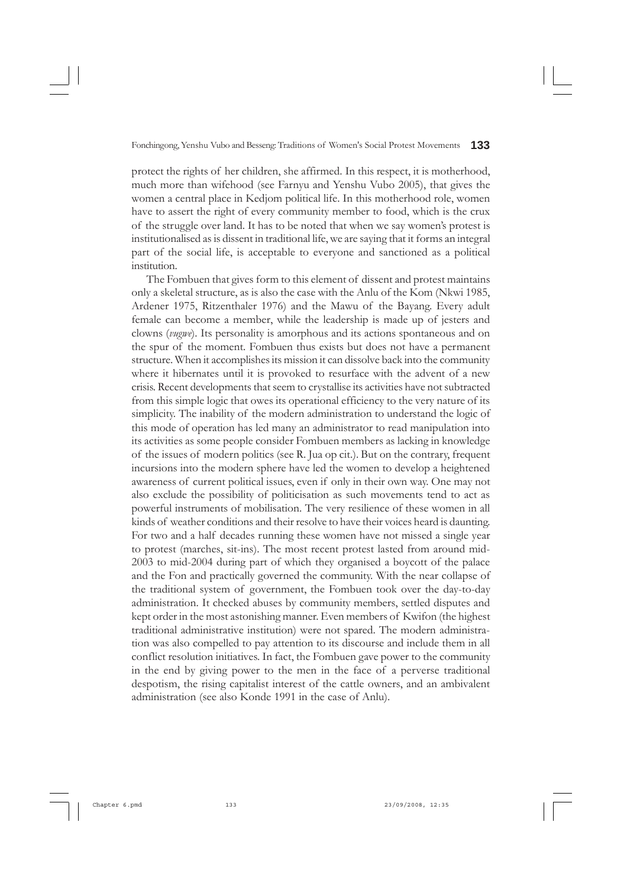protect the rights of her children, she affirmed. In this respect, it is motherhood, much more than wifehood (see Farnyu and Yenshu Vubo 2005), that gives the women a central place in Kedjom political life. In this motherhood role, women have to assert the right of every community member to food, which is the crux of the struggle over land. It has to be noted that when we say women's protest is institutionalised as is dissent in traditional life, we are saying that it forms an integral part of the social life, is acceptable to everyone and sanctioned as a political institution.

The Fombuen that gives form to this element of dissent and protest maintains only a skeletal structure, as is also the case with the Anlu of the Kom (Nkwi 1985, Ardener 1975, Ritzenthaler 1976) and the Mawu of the Bayang. Every adult female can become a member, while the leadership is made up of jesters and clowns (*vugwe*). Its personality is amorphous and its actions spontaneous and on the spur of the moment. Fombuen thus exists but does not have a permanent structure. When it accomplishes its mission it can dissolve back into the community where it hibernates until it is provoked to resurface with the advent of a new crisis. Recent developments that seem to crystallise its activities have not subtracted from this simple logic that owes its operational efficiency to the very nature of its simplicity. The inability of the modern administration to understand the logic of this mode of operation has led many an administrator to read manipulation into its activities as some people consider Fombuen members as lacking in knowledge of the issues of modern politics (see R. Jua op cit.). But on the contrary, frequent incursions into the modern sphere have led the women to develop a heightened awareness of current political issues, even if only in their own way. One may not also exclude the possibility of politicisation as such movements tend to act as powerful instruments of mobilisation. The very resilience of these women in all kinds of weather conditions and their resolve to have their voices heard is daunting. For two and a half decades running these women have not missed a single year to protest (marches, sit-ins). The most recent protest lasted from around mid-2003 to mid-2004 during part of which they organised a boycott of the palace and the Fon and practically governed the community. With the near collapse of the traditional system of government, the Fombuen took over the day-to-day administration. It checked abuses by community members, settled disputes and kept order in the most astonishing manner. Even members of Kwifon (the highest traditional administrative institution) were not spared. The modern administration was also compelled to pay attention to its discourse and include them in all conflict resolution initiatives. In fact, the Fombuen gave power to the community in the end by giving power to the men in the face of a perverse traditional despotism, the rising capitalist interest of the cattle owners, and an ambivalent administration (see also Konde 1991 in the case of Anlu).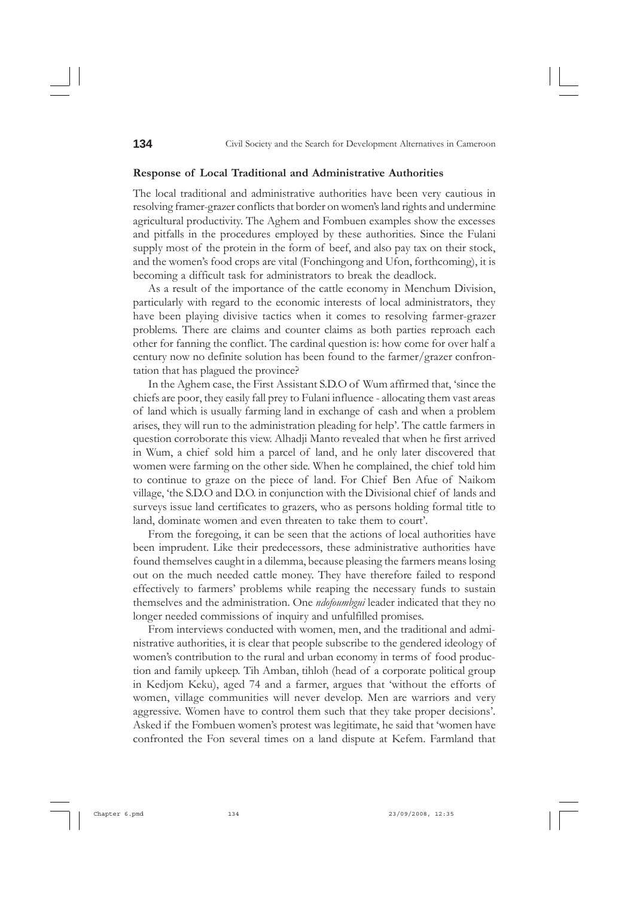### Response of Local Traditional and Administrative Authorities

The local traditional and administrative authorities have been very cautious in resolving framer-grazer conflicts that border on women's land rights and undermine agricultural productivity. The Aghem and Fombuen examples show the excesses and pitfalls in the procedures employed by these authorities. Since the Fulani supply most of the protein in the form of beef, and also pay tax on their stock, and the women's food crops are vital (Fonchingong and Ufon, forthcoming), it is becoming a difficult task for administrators to break the deadlock.

As a result of the importance of the cattle economy in Menchum Division, particularly with regard to the economic interests of local administrators, they have been playing divisive tactics when it comes to resolving farmer-grazer problems. There are claims and counter claims as both parties reproach each other for fanning the conflict. The cardinal question is: how come for over half a century now no definite solution has been found to the farmer/grazer confrontation that has plagued the province?

In the Aghem case, the First Assistant S.D.O of Wum affirmed that, 'since the chiefs are poor, they easily fall prey to Fulani influence - allocating them vast areas of land which is usually farming land in exchange of cash and when a problem arises, they will run to the administration pleading for help'. The cattle farmers in question corroborate this view. Alhadji Manto revealed that when he first arrived in Wum, a chief sold him a parcel of land, and he only later discovered that women were farming on the other side. When he complained, the chief told him to continue to graze on the piece of land. For Chief Ben Afue of Naikom village, 'the S.D.O and D.O. in conjunction with the Divisional chief of lands and surveys issue land certificates to grazers, who as persons holding formal title to land, dominate women and even threaten to take them to court'.

From the foregoing, it can be seen that the actions of local authorities have been imprudent. Like their predecessors, these administrative authorities have found themselves caught in a dilemma, because pleasing the farmers means losing out on the much needed cattle money. They have therefore failed to respond effectively to farmers' problems while reaping the necessary funds to sustain themselves and the administration. One *ndofoumbgui* leader indicated that they no longer needed commissions of inquiry and unfulfilled promises.

From interviews conducted with women, men, and the traditional and administrative authorities, it is clear that people subscribe to the gendered ideology of women's contribution to the rural and urban economy in terms of food production and family upkeep. Tih Amban, tihloh (head of a corporate political group in Kedjom Keku), aged 74 and a farmer, argues that 'without the efforts of women, village communities will never develop. Men are warriors and very aggressive. Women have to control them such that they take proper decisions'. Asked if the Fombuen women's protest was legitimate, he said that 'women have confronted the Fon several times on a land dispute at Kefem. Farmland that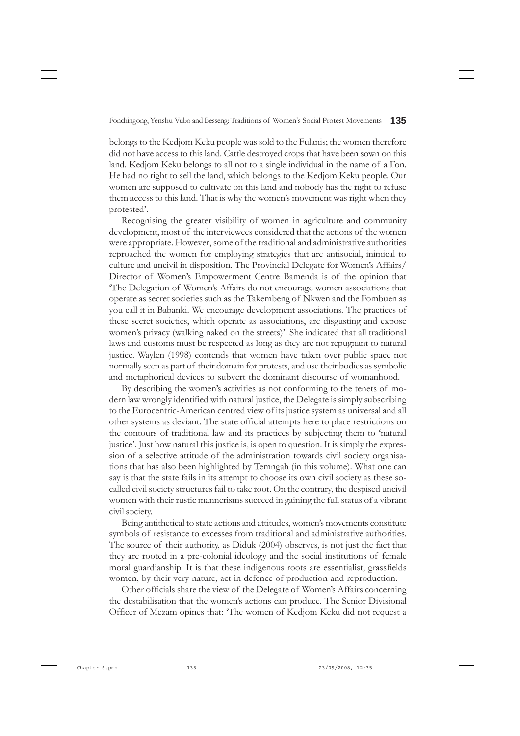belongs to the Kedjom Keku people was sold to the Fulanis; the women therefore did not have access to this land. Cattle destroyed crops that have been sown on this land. Kedjom Keku belongs to all not to a single individual in the name of a Fon. He had no right to sell the land, which belongs to the Kedjom Keku people. Our women are supposed to cultivate on this land and nobody has the right to refuse them access to this land. That is why the women's movement was right when they protested'.

Recognising the greater visibility of women in agriculture and community development, most of the interviewees considered that the actions of the women were appropriate. However, some of the traditional and administrative authorities reproached the women for employing strategies that are antisocial, inimical to culture and uncivil in disposition. The Provincial Delegate for Women's Affairs/ Director of Women's Empowerment Centre Bamenda is of the opinion that 'The Delegation of Women's Affairs do not encourage women associations that operate as secret societies such as the Takembeng of Nkwen and the Fombuen as you call it in Babanki. We encourage development associations. The practices of these secret societies, which operate as associations, are disgusting and expose women's privacy (walking naked on the streets)'. She indicated that all traditional laws and customs must be respected as long as they are not repugnant to natural justice. Waylen (1998) contends that women have taken over public space not normally seen as part of their domain for protests, and use their bodies as symbolic and metaphorical devices to subvert the dominant discourse of womanhood.

By describing the women's activities as not conforming to the tenets of modern law wrongly identified with natural justice, the Delegate is simply subscribing to the Eurocentric-American centred view of its justice system as universal and all other systems as deviant. The state official attempts here to place restrictions on the contours of traditional law and its practices by subjecting them to 'natural justice'. Just how natural this justice is, is open to question. It is simply the expression of a selective attitude of the administration towards civil society organisations that has also been highlighted by Temngah (in this volume). What one can say is that the state fails in its attempt to choose its own civil society as these so-called civil society structures fail to take root. On the contrary, the despised uncivil women with their rustic mannerisms succeed in gaining the full status of a vibrant civil society.

Being antithetical to state actions and attitudes, women's movements constitute symbols of resistance to excesses from traditional and administrative authorities. The source of their authority, as Diduk (2004) observes, is not just the fact that they are rooted in a pre-colonial ideology and the social institutions of female moral guardianship. It is that these indigenous roots are essentialist; grassfields women, by their very nature, act in defence of production and reproduction.

Other officials share the view of the Delegate of Women's Affairs concerning the destabilisation that the women's actions can produce. The Senior Divisional Officer of Mezam opines that: 'The women of Kedjom Keku did not request a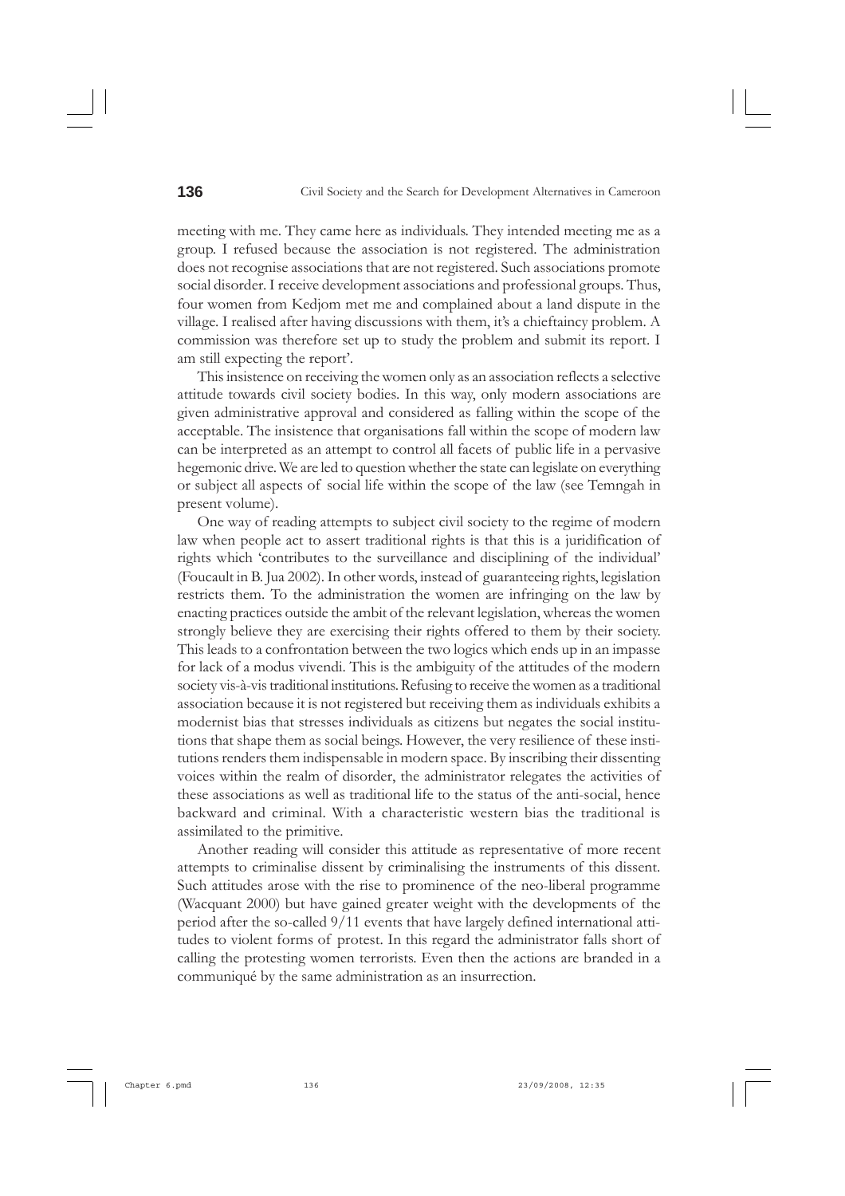meeting with me. They came here as individuals. They intended meeting me as a group. I refused because the association is not registered. The administration does not recognise associations that are not registered. Such associations promote social disorder. I receive development associations and professional groups. Thus, four women from Kedjom met me and complained about a land dispute in the village. I realised after having discussions with them, it's a chieftaincy problem. A commission was therefore set up to study the problem and submit its report. I am still expecting the report'.

This insistence on receiving the women only as an association reflects a selective attitude towards civil society bodies. In this way, only modern associations are given administrative approval and considered as falling within the scope of the acceptable. The insistence that organisations fall within the scope of modern law can be interpreted as an attempt to control all facets of public life in a pervasive hegemonic drive. We are led to question whether the state can legislate on everything or subject all aspects of social life within the scope of the law (see Temngah in present volume).

One way of reading attempts to subject civil society to the regime of modern law when people act to assert traditional rights is that this is a juridification of rights which 'contributes to the surveillance and disciplining of the individual' (Foucault in B. Jua 2002). In other words, instead of guaranteeing rights, legislation restricts them. To the administration the women are infringing on the law by enacting practices outside the ambit of the relevant legislation, whereas the women strongly believe they are exercising their rights offered to them by their society. This leads to a confrontation between the two logics which ends up in an impasse for lack of a modus vivendi. This is the ambiguity of the attitudes of the modern society vis-à-vis traditional institutions. Refusing to receive the women as a traditional association because it is not registered but receiving them as individuals exhibits a modernist bias that stresses individuals as citizens but negates the social institutions that shape them as social beings. However, the very resilience of these institutions renders them indispensable in modern space. By inscribing their dissenting voices within the realm of disorder, the administrator relegates the activities of these associations as well as traditional life to the status of the anti-social, hence backward and criminal. With a characteristic western bias the traditional is assimilated to the primitive.

Another reading will consider this attitude as representative of more recent attempts to criminalise dissent by criminalising the instruments of this dissent. Such attitudes arose with the rise to prominence of the neo-liberal programme (Wacquant 2000) but have gained greater weight with the developments of the period after the so-called 9/11 events that have largely defined international attitudes to violent forms of protest. In this regard the administrator falls short of calling the protesting women terrorists. Even then the actions are branded in a communiqué by the same administration as an insurrection.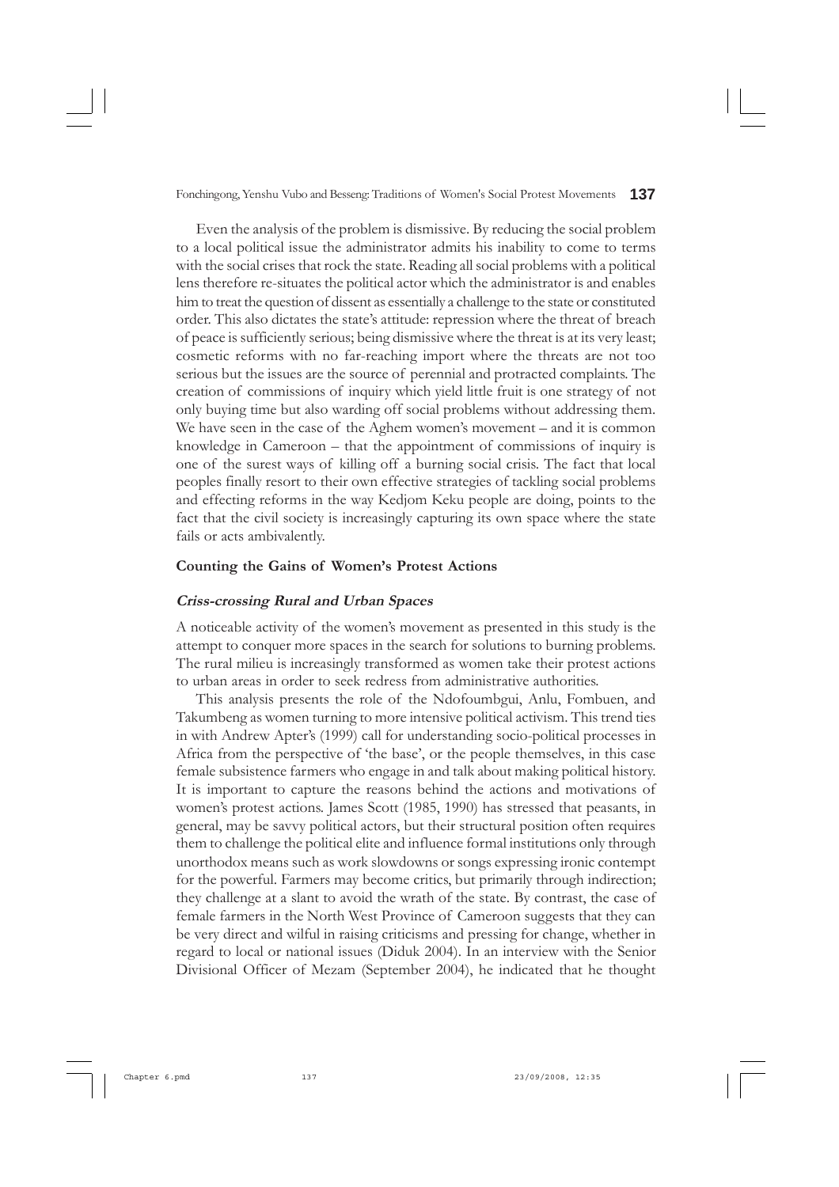Even the analysis of the problem is dismissive. By reducing the social problem to a local political issue the administrator admits his inability to come to terms with the social crises that rock the state. Reading all social problems with a political lens therefore re-situates the political actor which the administrator is and enables him to treat the question of dissent as essentially a challenge to the state or constituted order. This also dictates the state's attitude: repression where the threat of breach of peace is sufficiently serious; being dismissive where the threat is at its very least; cosmetic reforms with no far-reaching import where the threats are not too serious but the issues are the source of perennial and protracted complaints. The creation of commissions of inquiry which yield little fruit is one strategy of not only buying time but also warding off social problems without addressing them. We have seen in the case of the Aghem women's movement – and it is common knowledge in Cameroon – that the appointment of commissions of inquiry is one of the surest ways of killing off a burning social crisis. The fact that local peoples finally resort to their own effective strategies of tackling social problems and effecting reforms in the way Kedjom Keku people are doing, points to the fact that the civil society is increasingly capturing its own space where the state fails or acts ambivalently.

### Counting the Gains of Women's Protest Actions

#### *Criss-crossing Rural and Urban Spaces*

A noticeable activity of the women's movement as presented in this study is the attempt to conquer more spaces in the search for solutions to burning problems. The rural milieu is increasingly transformed as women take their protest actions to urban areas in order to seek redress from administrative authorities.

This analysis presents the role of the Ndofoumbgui, Anlu, Fombuen, and Takumbeng as women turning to more intensive political activism. This trend ties in with Andrew Apter's (1999) call for understanding socio-political processes in Africa from the perspective of 'the base', or the people themselves, in this case female subsistence farmers who engage in and talk about making political history. It is important to capture the reasons behind the actions and motivations of women's protest actions. James Scott (1985, 1990) has stressed that peasants, in general, may be savvy political actors, but their structural position often requires them to challenge the political elite and influence formal institutions only through unorthodox means such as work slowdowns or songs expressing ironic contempt for the powerful. Farmers may become critics, but primarily through indirection; they challenge at a slant to avoid the wrath of the state. By contrast, the case of female farmers in the North West Province of Cameroon suggests that they can be very direct and wilful in raising criticisms and pressing for change, whether in regard to local or national issues (Diduk 2004). In an interview with the Senior Divisional Officer of Mezam (September 2004), he indicated that he thought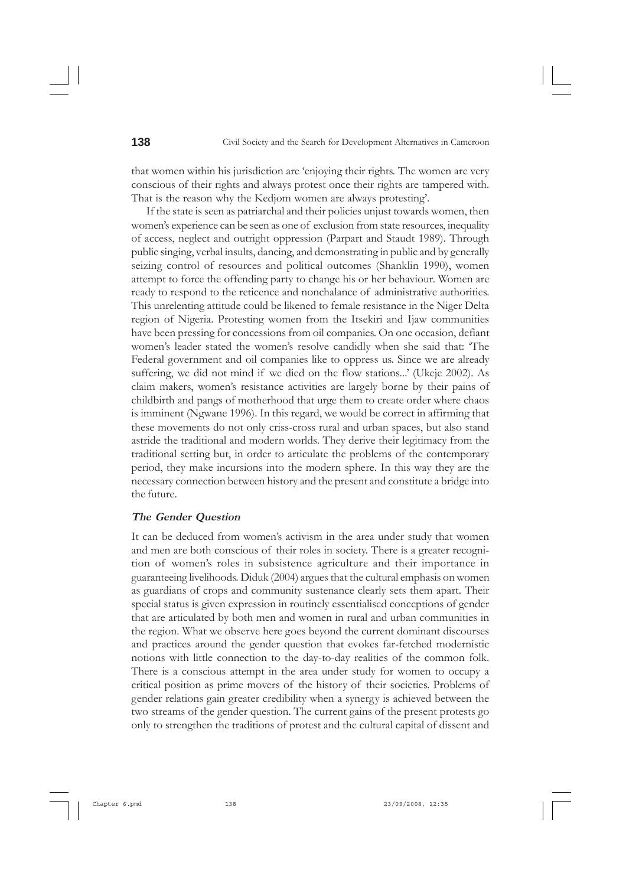that women within his jurisdiction are 'enjoying their rights. The women are very conscious of their rights and always protest once their rights are tampered with. That is the reason why the Kedjom women are always protesting'.

If the state is seen as patriarchal and their policies unjust towards women, then women's experience can be seen as one of exclusion from state resources, inequality of access, neglect and outright oppression (Parpart and Staudt 1989). Through public singing, verbal insults, dancing, and demonstrating in public and by generally seizing control of resources and political outcomes (Shanklin 1990), women attempt to force the offending party to change his or her behaviour. Women are ready to respond to the reticence and nonchalance of administrative authorities. This unrelenting attitude could be likened to female resistance in the Niger Delta region of Nigeria. Protesting women from the Itsekiri and Ijaw communities have been pressing for concessions from oil companies. On one occasion, defiant women's leader stated the women's resolve candidly when she said that: 'The Federal government and oil companies like to oppress us. Since we are already suffering, we did not mind if we died on the flow stations...' (Ukeje 2002). As claim makers, women's resistance activities are largely borne by their pains of childbirth and pangs of motherhood that urge them to create order where chaos is imminent (Ngwane 1996). In this regard, we would be correct in affirming that these movements do not only criss-cross rural and urban spaces, but also stand astride the traditional and modern worlds. They derive their legitimacy from the traditional setting but, in order to articulate the problems of the contemporary period, they make incursions into the modern sphere. In this way they are the necessary connection between history and the present and constitute a bridge into the future.

### *The Gender Question*

It can be deduced from women's activism in the area under study that women and men are both conscious of their roles in society. There is a greater recognition of women's roles in subsistence agriculture and their importance in guaranteeing livelihoods. Diduk (2004) argues that the cultural emphasis on women as guardians of crops and community sustenance clearly sets them apart. Their special status is given expression in routinely essentialised conceptions of gender that are articulated by both men and women in rural and urban communities in the region. What we observe here goes beyond the current dominant discourses and practices around the gender question that evokes far-fetched modernistic notions with little connection to the day-to-day realities of the common folk. There is a conscious attempt in the area under study for women to occupy a critical position as prime movers of the history of their societies. Problems of gender relations gain greater credibility when a synergy is achieved between the two streams of the gender question. The current gains of the present protests go only to strengthen the traditions of protest and the cultural capital of dissent and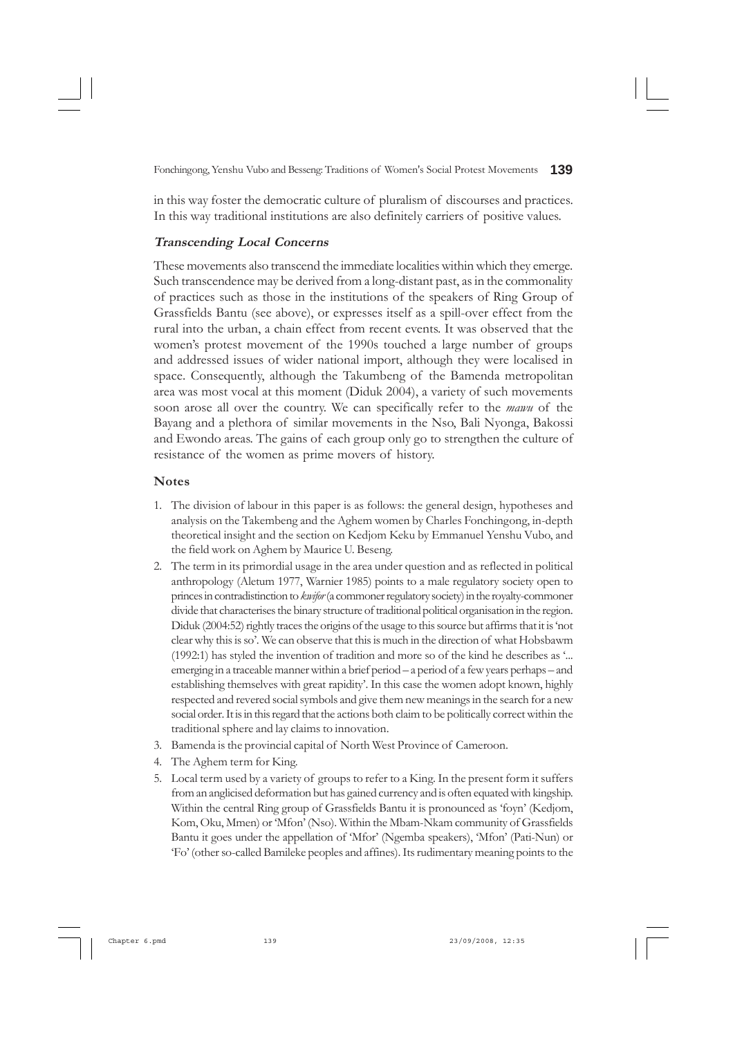in this way foster the democratic culture of pluralism of discourses and practices. In this way traditional institutions are also definitely carriers of positive values.

### *Transcending Local Concerns*

These movements also transcend the immediate localities within which they emerge. Such transcendence may be derived from a long-distant past, as in the commonality of practices such as those in the institutions of the speakers of Ring Group of Grassfields Bantu (see above), or expresses itself as a spill-over effect from the rural into the urban, a chain effect from recent events. It was observed that the women's protest movement of the 1990s touched a large number of groups and addressed issues of wider national import, although they were localised in space. Consequently, although the Takumbeng of the Bamenda metropolitan area was most vocal at this moment (Diduk 2004), a variety of such movements soon arose all over the country. We can specifically refer to the *mawu* of the Bayang and a plethora of similar movements in the Nso, Bali Nyonga, Bakossi and Ewondo areas. The gains of each group only go to strengthen the culture of resistance of the women as prime movers of history.

## Notes

1. The division of labour in this paper is as follows: the general design, hypotheses and analysis on the Takembeng and the Aghem women by Charles Fonchingong, in-depth theoretical insight and the section on Kedjom Keku by Emmanuel Yenshu Vubo, and the field work on Aghem by Maurice U. Beseng.
2. The term in its primordial usage in the area under question and as reflected in political anthropology (Aletum 1977, Warnier 1985) points to a male regulatory society open to princes in contradistinction to *kwifor* (a commoner regulatory society) in the royalty-commoner divide that characterises the binary structure of traditional political organisation in the region. Diduk (2004:52) rightly traces the origins of the usage to this source but affirms that it is 'not clear why this is so'. We can observe that this is much in the direction of what Hobsbawm (1992:1) has styled the invention of tradition and more so of the kind he describes as '... emerging in a traceable manner within a brief period – a period of a few years perhaps – and establishing themselves with great rapidity'. In this case the women adopt known, highly respected and revered social symbols and give them new meanings in the search for a new social order. It is in this regard that the actions both claim to be politically correct within the traditional sphere and lay claims to innovation.
3. Bamenda is the provincial capital of North West Province of Cameroon.
4. The Aghem term for King.
5. Local term used by a variety of groups to refer to a King. In the present form it suffers from an anglicised deformation but has gained currency and is often equated with kingship. Within the central Ring group of Grassfields Bantu it is pronounced as 'foyn' (Kedjom, Kom, Oku, Mmen) or 'Mfon' (Nso). Within the Mbam-Nkam community of Grassfields Bantu it goes under the appellation of 'Mfor' (Ngemba speakers), 'Mfon' (Pati-Nun) or 'Fo' (other so-called Bamileke peoples and affines). Its rudimentary meaning points to the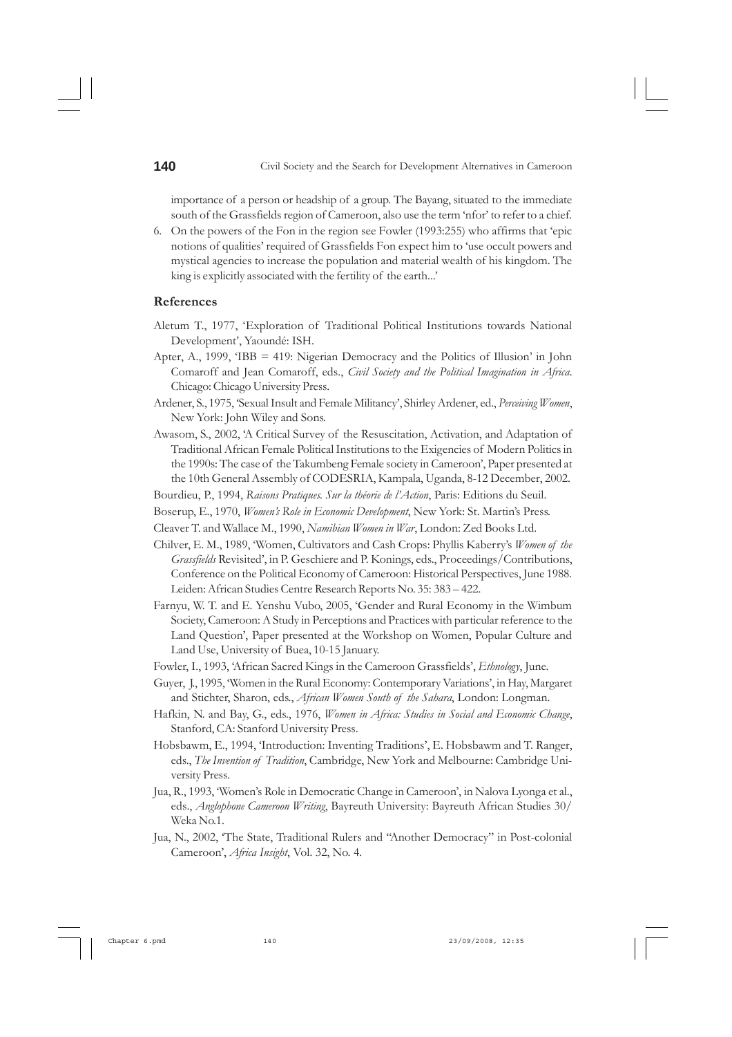importance of a person or headship of a group. The Bayang, situated to the immediate south of the Grassfields region of Cameroon, also use the term 'nfor' to refer to a chief.

6. On the powers of the Fon in the region see Fowler (1993:255) who affirms that 'epic notions of qualities' required of Grassfields Fon expect him to 'use occult powers and mystical agencies to increase the population and material wealth of his kingdom. The king is explicitly associated with the fertility of the earth...'

### References

Aletum T., 1977, 'Exploration of Traditional Political Institutions towards National Development', Yaoundé: ISH.

Apter, A., 1999, 'IBB = 419: Nigerian Democracy and the Politics of Illusion' in John Comaroff and Jean Comaroff, eds., *Civil Society and the Political Imagination in Africa*. Chicago: Chicago University Press.

Ardener, S., 1975, 'Sexual Insult and Female Militancy', Shirley Ardener, ed., *Perceiving Women*, New York: John Wiley and Sons.

Awasom, S., 2002, 'A Critical Survey of the Resuscitation, Activation, and Adaptation of Traditional African Female Political Institutions to the Exigencies of Modern Politics in the 1990s: The case of the Takumbeng Female society in Cameroon', Paper presented at the 10th General Assembly of CODESRIA, Kampala, Uganda, 8-12 December, 2002.

Bourdieu, P., 1994, *Raisons Pratiques. Sur la théorie de l'Action*, Paris: Editions du Seuil.

Boserup, E., 1970, *Women's Role in Economic Development*, New York: St. Martin's Press.

Cleaver T. and Wallace M., 1990, *Namibian Women in War*, London: Zed Books Ltd.

Chilver, E. M., 1989, 'Women, Cultivators and Cash Crops: Phyllis Kaberry's *Women of the Grassfields* Revisited', in P. Geschiere and P. Konings, eds., Proceedings/Contributions, Conference on the Political Economy of Cameroon: Historical Perspectives, June 1988. Leiden: African Studies Centre Research Reports No. 35: 383 – 422.

Farnyu, W. T. and E. Yenshu Vubo, 2005, 'Gender and Rural Economy in the Wimbum Society, Cameroon: A Study in Perceptions and Practices with particular reference to the Land Question', Paper presented at the Workshop on Women, Popular Culture and Land Use, University of Buea, 10-15 January.

Fowler, I., 1993, 'African Sacred Kings in the Cameroon Grassfields', *Ethnology*, June.

Guyer, J., 1995, 'Women in the Rural Economy: Contemporary Variations', in Hay, Margaret and Stichter, Sharon, eds., *African Women South of the Sahara*, London: Longman.

Hafkin, N. and Bay, G., eds., 1976, *Women in Africa: Studies in Social and Economic Change*, Stanford, CA: Stanford University Press.

Hobsbawm, E., 1994, 'Introduction: Inventing Traditions', E. Hobsbawm and T. Ranger, eds., *The Invention of Tradition*, Cambridge, New York and Melbourne: Cambridge University Press.

Jua, R., 1993, 'Women's Role in Democratic Change in Cameroon', in Nalova Lyonga et al., eds., *Anglophone Cameroon Writing*, Bayreuth University: Bayreuth African Studies 30/ Weka No.1.

Jua, N., 2002, 'The State, Traditional Rulers and "Another Democracy" in Post-colonial Cameroon', *Africa Insight*, Vol. 32, No. 4.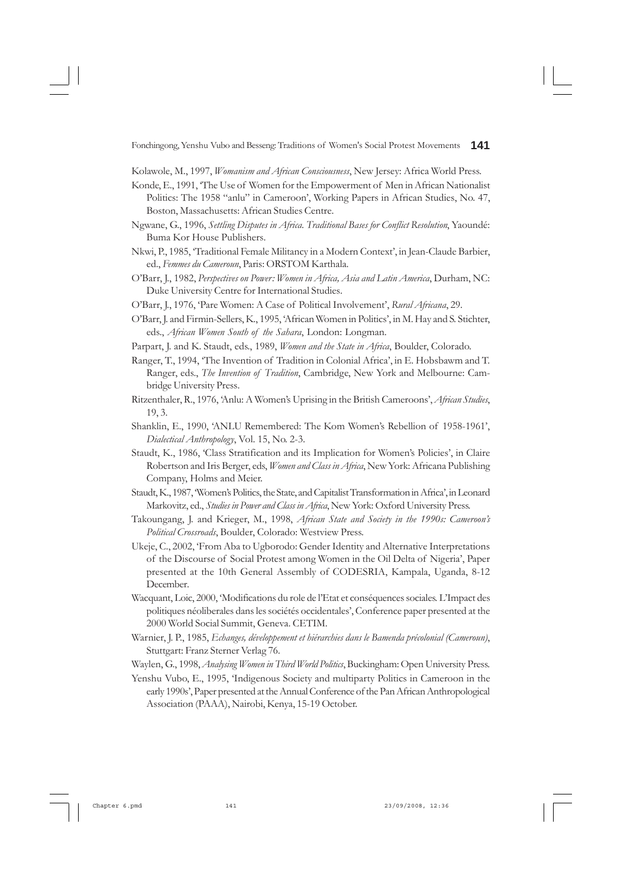Kolawole, M., 1997, *Womanism and African Consciousness*, New Jersey: Africa World Press.

Konde, E., 1991, 'The Use of Women for the Empowerment of Men in African Nationalist Politics: The 1958 "anlu" in Cameroon', Working Papers in African Studies, No. 47, Boston, Massachusetts: African Studies Centre.

Ngwane, G., 1996, *Settling Disputes in Africa. Traditional Bases for Conflict Resolution*, Yaoundé: Buma Kor House Publishers.

Nkwi, P., 1985, 'Traditional Female Militancy in a Modern Context', in Jean-Claude Barbier, ed., *Femmes du Cameroun*, Paris: ORSTOM Karthala.

O'Barr, J., 1982, *Perspectives on Power: Women in Africa, Asia and Latin America*, Durham, NC: Duke University Centre for International Studies.

O'Barr, J., 1976, 'Pare Women: A Case of Political Involvement', *Rural Africana*, 29.

O'Barr, J. and Firmin-Sellers, K., 1995, 'African Women in Politics', in M. Hay and S. Stichter, eds., *African Women South of the Sahara*, London: Longman.

Parpart, J. and K. Staudt, eds., 1989, *Women and the State in Africa*, Boulder, Colorado.

Ranger, T., 1994, 'The Invention of Tradition in Colonial Africa', in E. Hobsbawm and T. Ranger, eds., *The Invention of Tradition*, Cambridge, New York and Melbourne: Cambridge University Press.

Ritzenthaler, R., 1976, 'Anlu: A Women's Uprising in the British Cameroons', *African Studies*, 19, 3.

Shanklin, E., 1990, 'ANLU Remembered: The Kom Women's Rebellion of 1958-1961', *Dialectical Anthropology*, Vol. 15, No. 2-3.

Staudt, K., 1986, 'Class Stratification and its Implication for Women's Policies', in Claire Robertson and Iris Berger, eds, *Women and Class in Africa*, New York: Africana Publishing Company, Holms and Meier.

Staudt, K., 1987, 'Women's Politics, the State, and Capitalist Transformation in Africa', in Leonard Markovitz, ed., *Studies in Power and Class in Africa*, New York: Oxford University Press.

Takoungang, J. and Krieger, M., 1998, *African State and Society in the 1990s: Cameroon's Political Crossroads*, Boulder, Colorado: Westview Press.

Ukeje, C., 2002, 'From Aba to Ugborodo: Gender Identity and Alternative Interpretations of the Discourse of Social Protest among Women in the Oil Delta of Nigeria', Paper presented at the 10th General Assembly of CODESRIA, Kampala, Uganda, 8-12 December.

Wacquant, Loic, 2000, 'Modifications du role de l'Etat et conséquences sociales. L'Impact des politiques néoliberales dans les sociétés occidentales', Conference paper presented at the 2000 World Social Summit, Geneva. CETIM.

Warnier, J. P., 1985, *Echanges, développement et hiérarchies dans le Bamenda précolonial (Cameroun)*, Stuttgart: Franz Sterner Verlag 76.

Waylen, G., 1998, *Analysing Women in Third World Politics*, Buckingham: Open University Press.

Yenshu Vubo, E., 1995, 'Indigenous Society and multiparty Politics in Cameroon in the early 1990s', Paper presented at the Annual Conference of the Pan African Anthropological Association (PAAA), Nairobi, Kenya, 15-19 October.